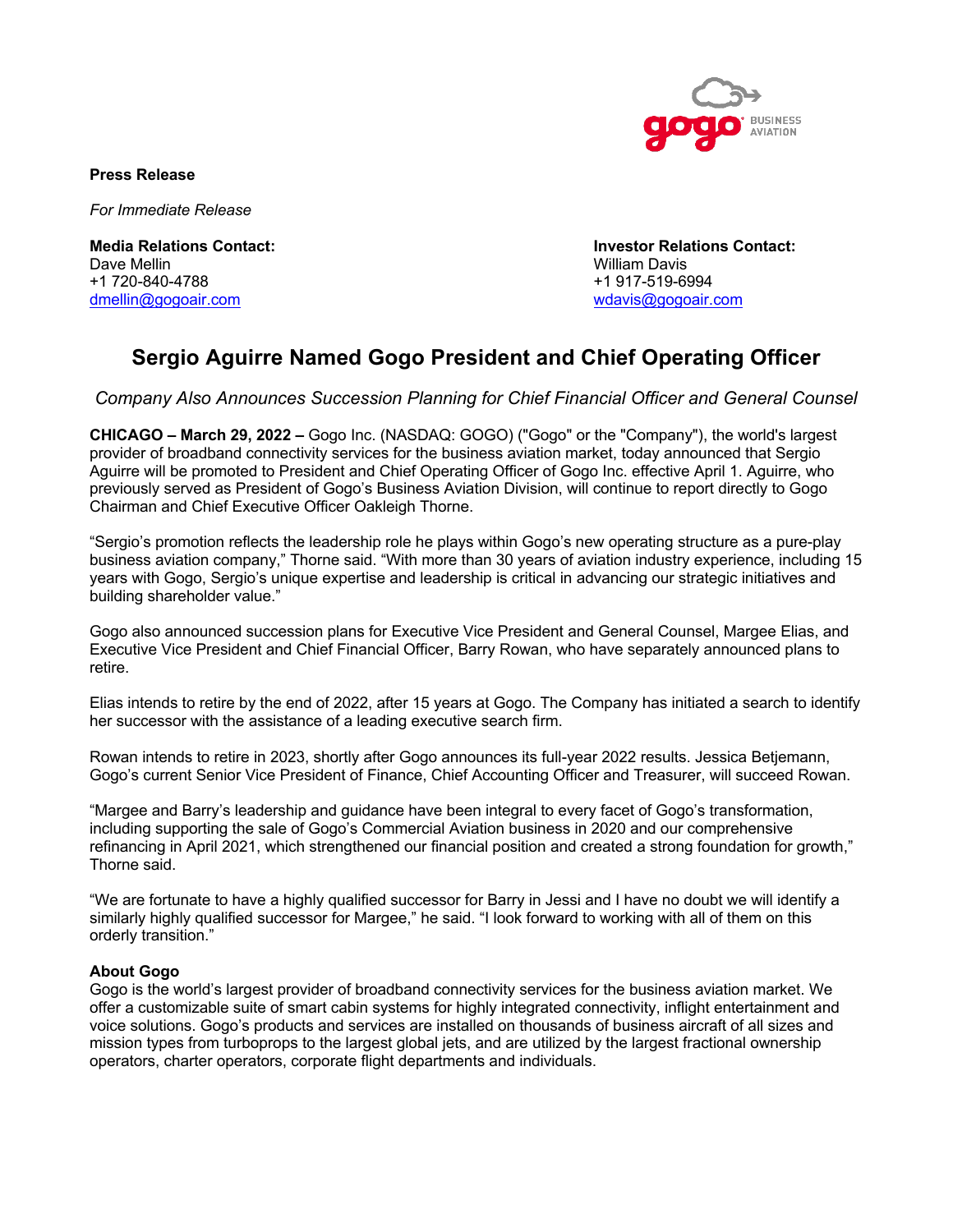**Press Release**

*For Immediate Release*

**Media Relations Contact:**
Dave Mellin
+1 720-840-4788
dmellin@gogoair.com

**Investor Relations Contact:**
William Davis
+1 917-519-6994
wdavis@gogoair.com

# Sergio Aguirre Named Gogo President and Chief Operating Officer

*Company Also Announces Succession Planning for Chief Financial Officer and General Counsel*

**CHICAGO – March 29, 2022 –** Gogo Inc. (NASDAQ: GOGO) ("Gogo" or the "Company"), the world's largest provider of broadband connectivity services for the business aviation market, today announced that Sergio Aguirre will be promoted to President and Chief Operating Officer of Gogo Inc. effective April 1. Aguirre, who previously served as President of Gogo's Business Aviation Division, will continue to report directly to Gogo Chairman and Chief Executive Officer Oakleigh Thorne.

"Sergio's promotion reflects the leadership role he plays within Gogo's new operating structure as a pure-play business aviation company," Thorne said. "With more than 30 years of aviation industry experience, including 15 years with Gogo, Sergio's unique expertise and leadership is critical in advancing our strategic initiatives and building shareholder value."

Gogo also announced succession plans for Executive Vice President and General Counsel, Margee Elias, and Executive Vice President and Chief Financial Officer, Barry Rowan, who have separately announced plans to retire.

Elias intends to retire by the end of 2022, after 15 years at Gogo. The Company has initiated a search to identify her successor with the assistance of a leading executive search firm.

Rowan intends to retire in 2023, shortly after Gogo announces its full-year 2022 results. Jessica Betjemann, Gogo's current Senior Vice President of Finance, Chief Accounting Officer and Treasurer, will succeed Rowan.

"Margee and Barry's leadership and guidance have been integral to every facet of Gogo's transformation, including supporting the sale of Gogo's Commercial Aviation business in 2020 and our comprehensive refinancing in April 2021, which strengthened our financial position and created a strong foundation for growth," Thorne said.

"We are fortunate to have a highly qualified successor for Barry in Jessi and I have no doubt we will identify a similarly highly qualified successor for Margee," he said. "I look forward to working with all of them on this orderly transition."

**About Gogo**
Gogo is the world's largest provider of broadband connectivity services for the business aviation market. We offer a customizable suite of smart cabin systems for highly integrated connectivity, inflight entertainment and voice solutions. Gogo's products and services are installed on thousands of business aircraft of all sizes and mission types from turboprops to the largest global jets, and are utilized by the largest fractional ownership operators, charter operators, corporate flight departments and individuals.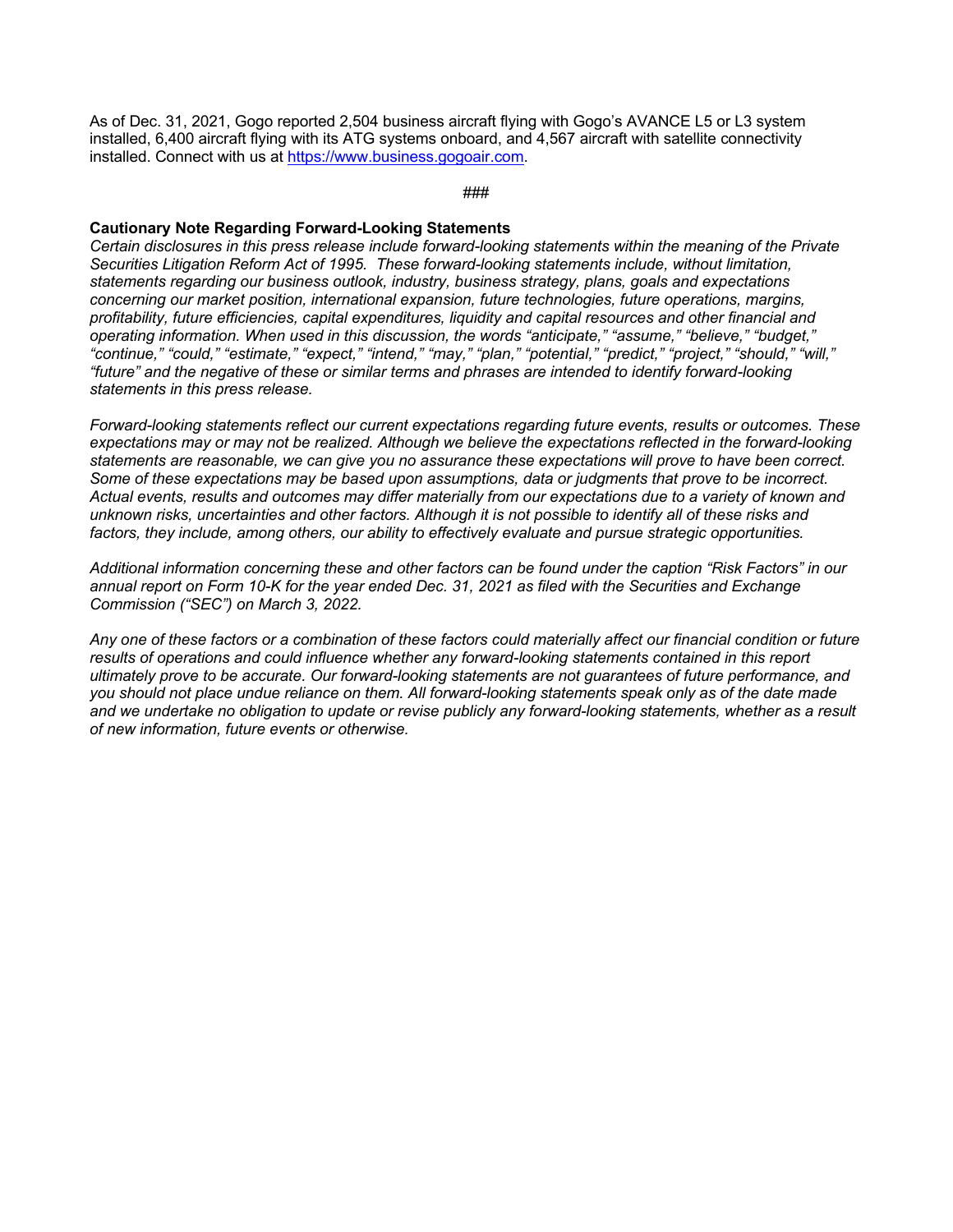As of Dec. 31, 2021, Gogo reported 2,504 business aircraft flying with Gogo's AVANCE L5 or L3 system installed, 6,400 aircraft flying with its ATG systems onboard, and 4,567 aircraft with satellite connectivity installed. Connect with us at [https://www.business.gogoair.com](https://www.business.gogoair.com).

###

**Cautionary Note Regarding Forward-Looking Statements**

*Certain disclosures in this press release include forward-looking statements within the meaning of the Private Securities Litigation Reform Act of 1995. These forward-looking statements include, without limitation, statements regarding our business outlook, industry, business strategy, plans, goals and expectations concerning our market position, international expansion, future technologies, future operations, margins, profitability, future efficiencies, capital expenditures, liquidity and capital resources and other financial and operating information. When used in this discussion, the words "anticipate," "assume," "believe," "budget," "continue," "could," "estimate," "expect," "intend," "may," "plan," "potential," "predict," "project," "should," "will," "future" and the negative of these or similar terms and phrases are intended to identify forward-looking statements in this press release.*

*Forward-looking statements reflect our current expectations regarding future events, results or outcomes. These expectations may or may not be realized. Although we believe the expectations reflected in the forward-looking statements are reasonable, we can give you no assurance these expectations will prove to have been correct. Some of these expectations may be based upon assumptions, data or judgments that prove to be incorrect. Actual events, results and outcomes may differ materially from our expectations due to a variety of known and unknown risks, uncertainties and other factors. Although it is not possible to identify all of these risks and factors, they include, among others, our ability to effectively evaluate and pursue strategic opportunities.*

*Additional information concerning these and other factors can be found under the caption "Risk Factors" in our annual report on Form 10-K for the year ended Dec. 31, 2021 as filed with the Securities and Exchange Commission ("SEC") on March 3, 2022.*

*Any one of these factors or a combination of these factors could materially affect our financial condition or future results of operations and could influence whether any forward-looking statements contained in this report ultimately prove to be accurate. Our forward-looking statements are not guarantees of future performance, and you should not place undue reliance on them. All forward-looking statements speak only as of the date made and we undertake no obligation to update or revise publicly any forward-looking statements, whether as a result of new information, future events or otherwise.*